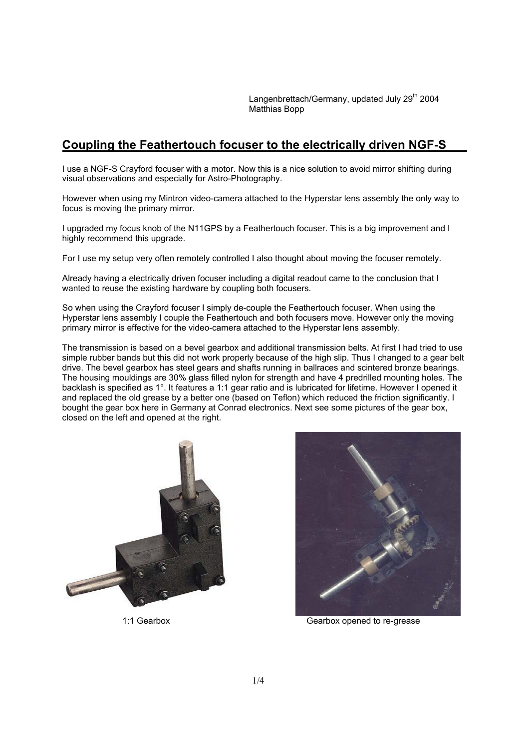Langenbrettach/Germany, updated July 29th 2004
Matthias Bopp

## Coupling the Feathertouch focuser to the electrically driven NGF-S

I use a NGF-S Crayford focuser with a motor. Now this is a nice solution to avoid mirror shifting during visual observations and especially for Astro-Photography.

However when using my Mintron video-camera attached to the Hyperstar lens assembly the only way to focus is moving the primary mirror.

I upgraded my focus knob of the N11GPS by a Feathertouch focuser. This is a big improvement and I highly recommend this upgrade.

For I use my setup very often remotely controlled I also thought about moving the focuser remotely.

Already having a electrically driven focuser including a digital readout came to the conclusion that I wanted to reuse the existing hardware by coupling both focusers.

So when using the Crayford focuser I simply de-couple the Feathertouch focuser. When using the Hyperstar lens assembly I couple the Feathertouch and both focusers move. However only the moving primary mirror is effective for the video-camera attached to the Hyperstar lens assembly.

The transmission is based on a bevel gearbox and additional transmission belts. At first I had tried to use simple rubber bands but this did not work properly because of the high slip. Thus I changed to a gear belt drive. The bevel gearbox has steel gears and shafts running in ballraces and scintered bronze bearings. The housing mouldings are 30% glass filled nylon for strength and have 4 predrilled mounting holes. The backlash is specified as 1°. It features a 1:1 gear ratio and is lubricated for lifetime. However I opened it and replaced the old grease by a better one (based on Teflon) which reduced the friction significantly. I bought the gear box here in Germany at Conrad electronics. Next see some pictures of the gear box, closed on the left and opened at the right.

1:1 Gearbox

Gearbox opened to re-grease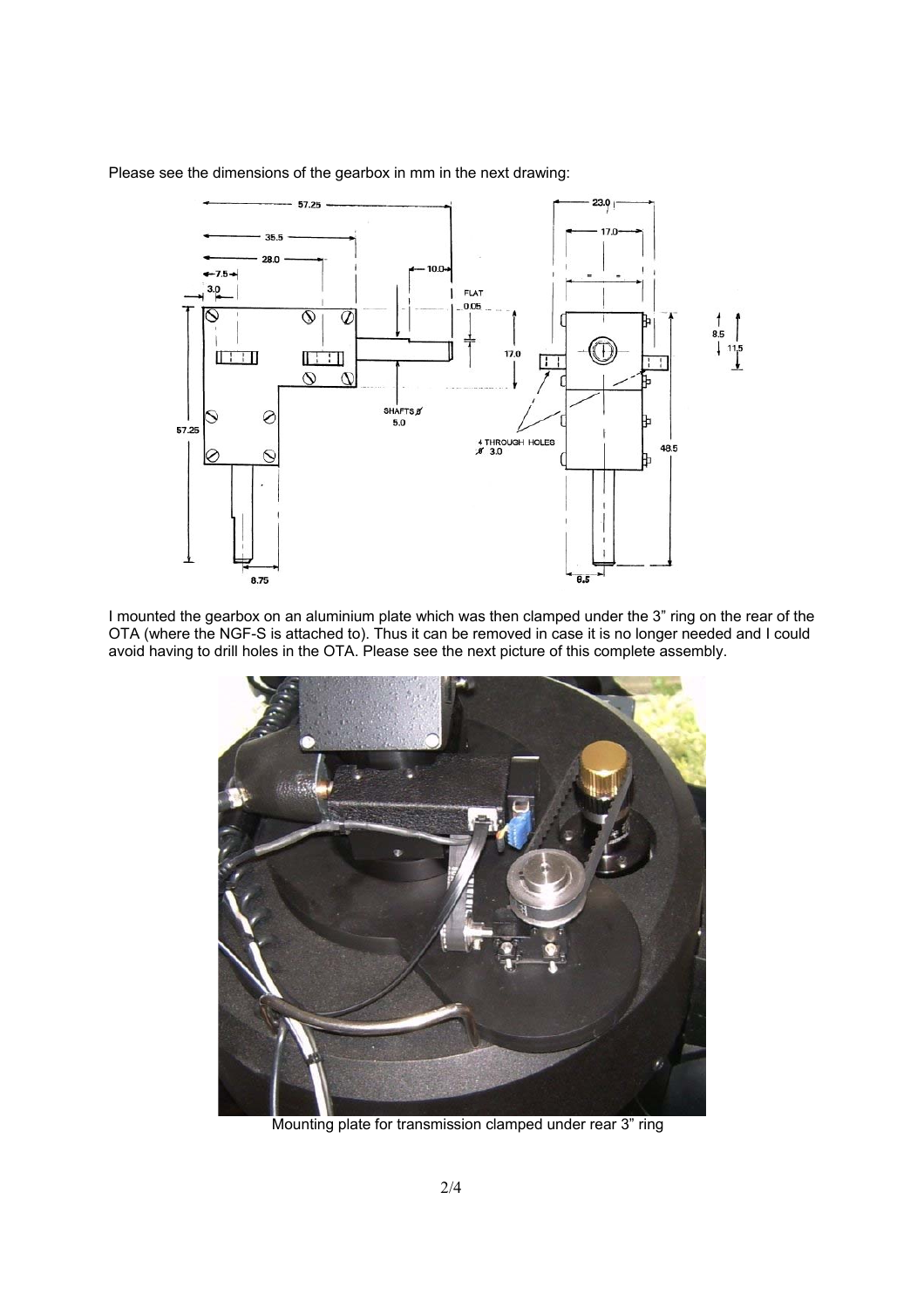Please see the dimensions of the gearbox in mm in the next drawing:

I mounted the gearbox on an aluminium plate which was then clamped under the 3" ring on the rear of the OTA (where the NGF-S is attached to). Thus it can be removed in case it is no longer needed and I could avoid having to drill holes in the OTA. Please see the next picture of this complete assembly.

Mounting plate for transmission clamped under rear 3" ring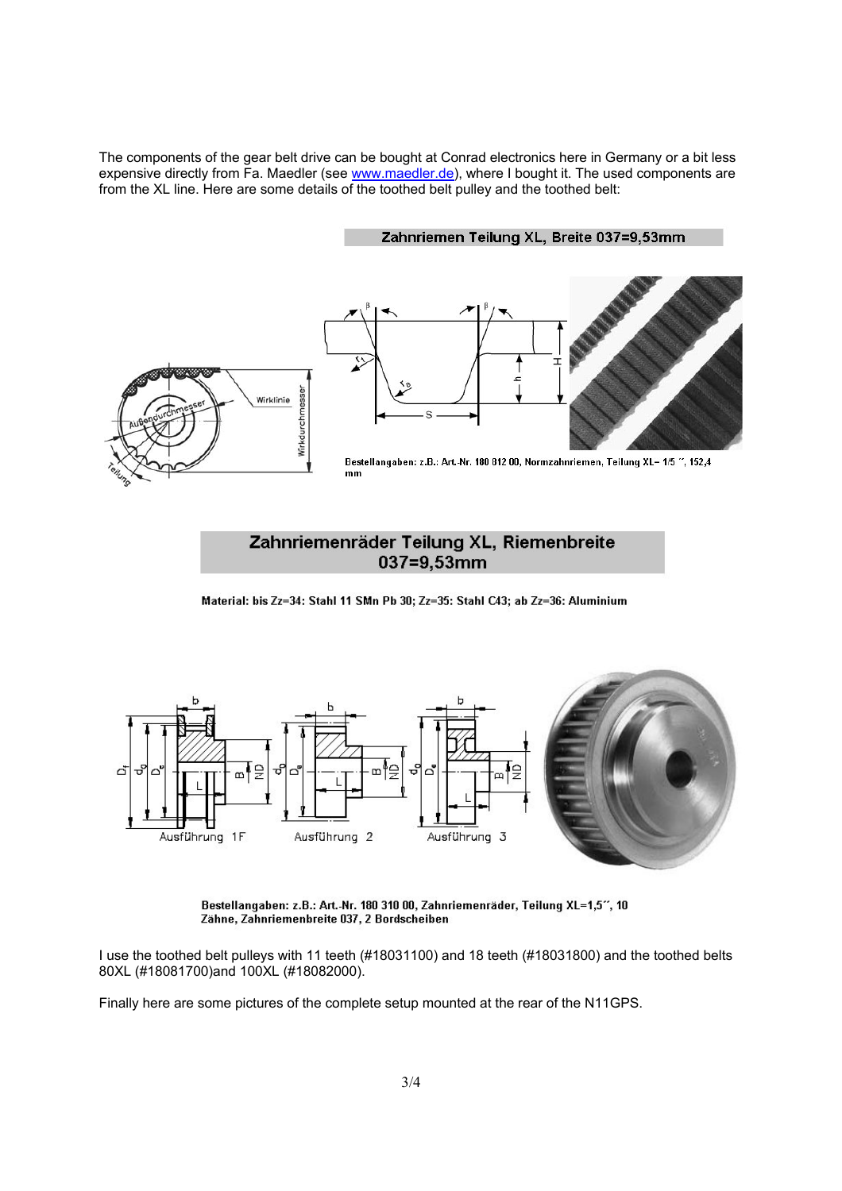The components of the gear belt drive can be bought at Conrad electronics here in Germany or a bit less expensive directly from Fa. Maedler (see www.maedler.de), where I bought it. The used components are from the XL line. Here are some details of the toothed belt pulley and the toothed belt:

**Zahnriemen Teilung XL, Breite 037=9,53mm**

Bestellangaben: z.B.: Art.-Nr. 180 812 00, Normzahnriemen, Teilung XL= 1/5 ´´, 152,4 mm

**Zahnriemenräder Teilung XL, Riemenbreite 037=9,53mm**

**Material: bis Zz=34: Stahl 11 SMn Pb 30; Zz=35: Stahl C43; ab Zz=36: Aluminium**

Bestellangaben: z.B.: Art.-Nr. 180 310 00, Zahnriemenräder, Teilung XL=1,5´´, 10 Zähne, Zahnriemenbreite 037, 2 Bordscheiben

I use the toothed belt pulleys with 11 teeth (#18031100) and 18 teeth (#18031800) and the toothed belts 80XL (#18081700)and 100XL (#18082000).

Finally here are some pictures of the complete setup mounted at the rear of the N11GPS.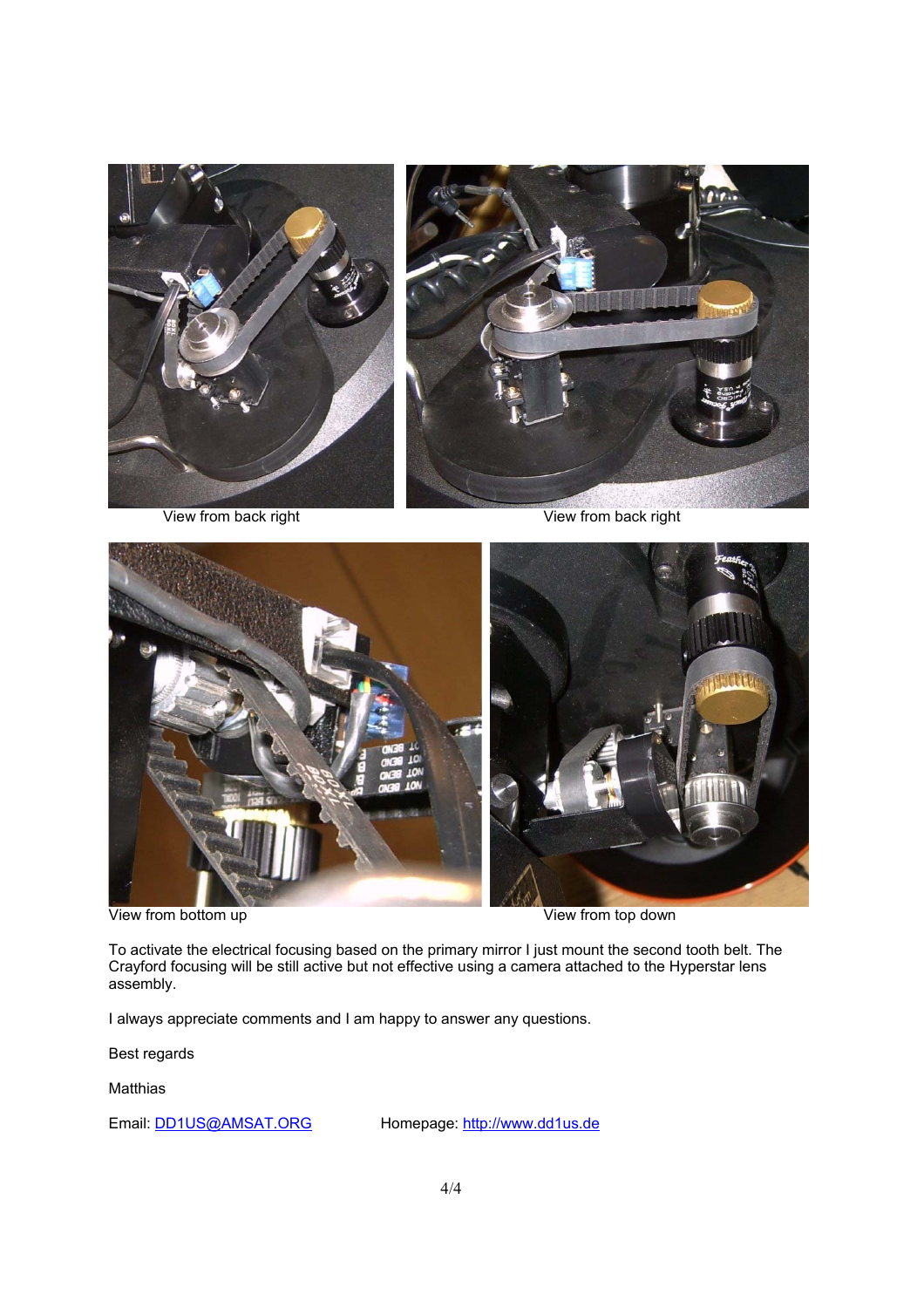View from back right

View from back right

View from bottom up

View from top down

To activate the electrical focusing based on the primary mirror I just mount the second tooth belt. The Crayford focusing will be still active but not effective using a camera attached to the Hyperstar lens assembly.

I always appreciate comments and I am happy to answer any questions.

Best regards

Matthias

Email: [DD1US@AMSAT.ORG](mailto:DD1US@AMSAT.ORG) Homepage: [http://www.dd1us.de](http://www.dd1us.de)